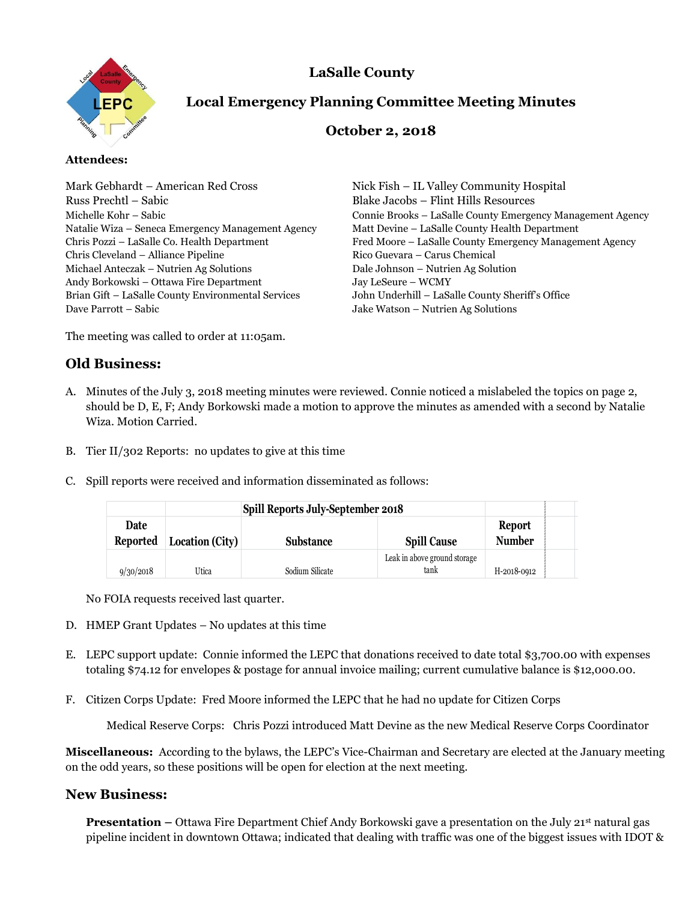# LaSalle County

## Local Emergency Planning Committee Meeting Minutes

## October 2, 2018

**Attendees:**

Mark Gebhardt – American Red Cross
Russ Prechtl – Sabic
Michelle Kohr – Sabic
Natalie Wiza – Seneca Emergency Management Agency
Chris Pozzi – LaSalle Co. Health Department
Chris Cleveland – Alliance Pipeline
Michael Anteczak – Nutrien Ag Solutions
Andy Borkowski – Ottawa Fire Department
Brian Gift – LaSalle County Environmental Services
Dave Parrott – Sabic
Nick Fish – IL Valley Community Hospital
Blake Jacobs – Flint Hills Resources
Connie Brooks – LaSalle County Emergency Management Agency
Matt Devine – LaSalle County Health Department
Fred Moore – LaSalle County Emergency Management Agency
Rico Guevara – Carus Chemical
Dale Johnson – Nutrien Ag Solution
Jay LeSeure – WCMY
John Underhill – LaSalle County Sheriff's Office
Jake Watson – Nutrien Ag Solutions

The meeting was called to order at 11:05am.

## Old Business:

A. Minutes of the July 3, 2018 meeting minutes were reviewed. Connie noticed a mislabeled the topics on page 2, should be D, E, F; Andy Borkowski made a motion to approve the minutes as amended with a second by Natalie Wiza. Motion Carried.

B. Tier II/302 Reports: no updates to give at this time

C. Spill reports were received and information disseminated as follows:

| | Spill Reports July-September 2018 | | | |
|---|---|---|---|---|
| Date Reported | Location (City) | Substance | Spill Cause | Report Number |
| 9/30/2018 | Utica | Sodium Silicate | Leak in above ground storage tank | H-2018-0912 |

No FOIA requests received last quarter.

D. HMEP Grant Updates – No updates at this time

E. LEPC support update: Connie informed the LEPC that donations received to date total $3,700.00 with expenses totaling $74.12 for envelopes & postage for annual invoice mailing; current cumulative balance is $12,000.00.

F. Citizen Corps Update: Fred Moore informed the LEPC that he had no update for Citizen Corps

Medical Reserve Corps: Chris Pozzi introduced Matt Devine as the new Medical Reserve Corps Coordinator

**Miscellaneous:** According to the bylaws, the LEPC's Vice-Chairman and Secretary are elected at the January meeting on the odd years, so these positions will be open for election at the next meeting.

## New Business:

**Presentation –** Ottawa Fire Department Chief Andy Borkowski gave a presentation on the July 21st natural gas pipeline incident in downtown Ottawa; indicated that dealing with traffic was one of the biggest issues with IDOT &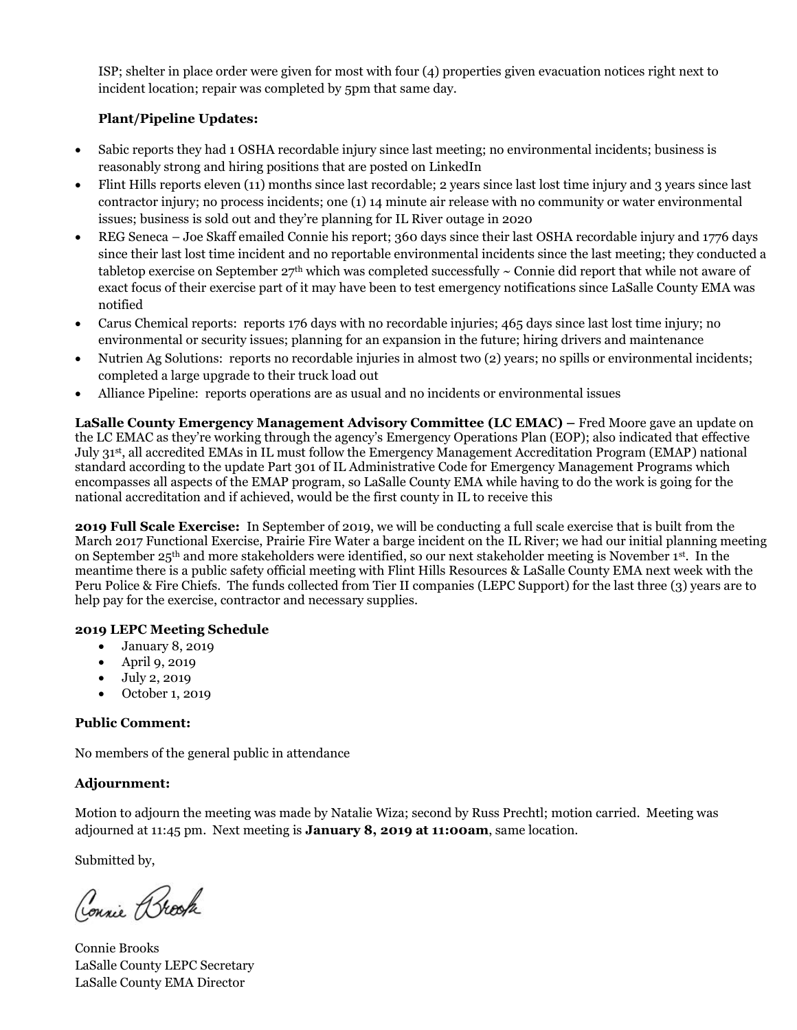ISP; shelter in place order were given for most with four (4) properties given evacuation notices right next to incident location; repair was completed by 5pm that same day.

**Plant/Pipeline Updates:**

- Sabic reports they had 1 OSHA recordable injury since last meeting; no environmental incidents; business is reasonably strong and hiring positions that are posted on LinkedIn
- Flint Hills reports eleven (11) months since last recordable; 2 years since last lost time injury and 3 years since last contractor injury; no process incidents; one (1) 14 minute air release with no community or water environmental issues; business is sold out and they're planning for IL River outage in 2020
- REG Seneca – Joe Skaff emailed Connie his report; 360 days since their last OSHA recordable injury and 1776 days since their last lost time incident and no reportable environmental incidents since the last meeting; they conducted a tabletop exercise on September 27th which was completed successfully ~ Connie did report that while not aware of exact focus of their exercise part of it may have been to test emergency notifications since LaSalle County EMA was notified
- Carus Chemical reports: reports 176 days with no recordable injuries; 465 days since last lost time injury; no environmental or security issues; planning for an expansion in the future; hiring drivers and maintenance
- Nutrien Ag Solutions: reports no recordable injuries in almost two (2) years; no spills or environmental incidents; completed a large upgrade to their truck load out
- Alliance Pipeline: reports operations are as usual and no incidents or environmental issues

**LaSalle County Emergency Management Advisory Committee (LC EMAC) –** Fred Moore gave an update on the LC EMAC as they're working through the agency's Emergency Operations Plan (EOP); also indicated that effective July 31st, all accredited EMAs in IL must follow the Emergency Management Accreditation Program (EMAP) national standard according to the update Part 301 of IL Administrative Code for Emergency Management Programs which encompasses all aspects of the EMAP program, so LaSalle County EMA while having to do the work is going for the national accreditation and if achieved, would be the first county in IL to receive this

**2019 Full Scale Exercise:** In September of 2019, we will be conducting a full scale exercise that is built from the March 2017 Functional Exercise, Prairie Fire Water a barge incident on the IL River; we had our initial planning meeting on September 25th and more stakeholders were identified, so our next stakeholder meeting is November 1st. In the meantime there is a public safety official meeting with Flint Hills Resources & LaSalle County EMA next week with the Peru Police & Fire Chiefs. The funds collected from Tier II companies (LEPC Support) for the last three (3) years are to help pay for the exercise, contractor and necessary supplies.

**2019 LEPC Meeting Schedule**

- January 8, 2019
- April 9, 2019
- July 2, 2019
- October 1, 2019

**Public Comment:**

No members of the general public in attendance

**Adjournment:**

Motion to adjourn the meeting was made by Natalie Wiza; second by Russ Prechtl; motion carried. Meeting was adjourned at 11:45 pm. Next meeting is **January 8, 2019 at 11:00am**, same location.

Submitted by,

Connie Brooks
LaSalle County LEPC Secretary
LaSalle County EMA Director